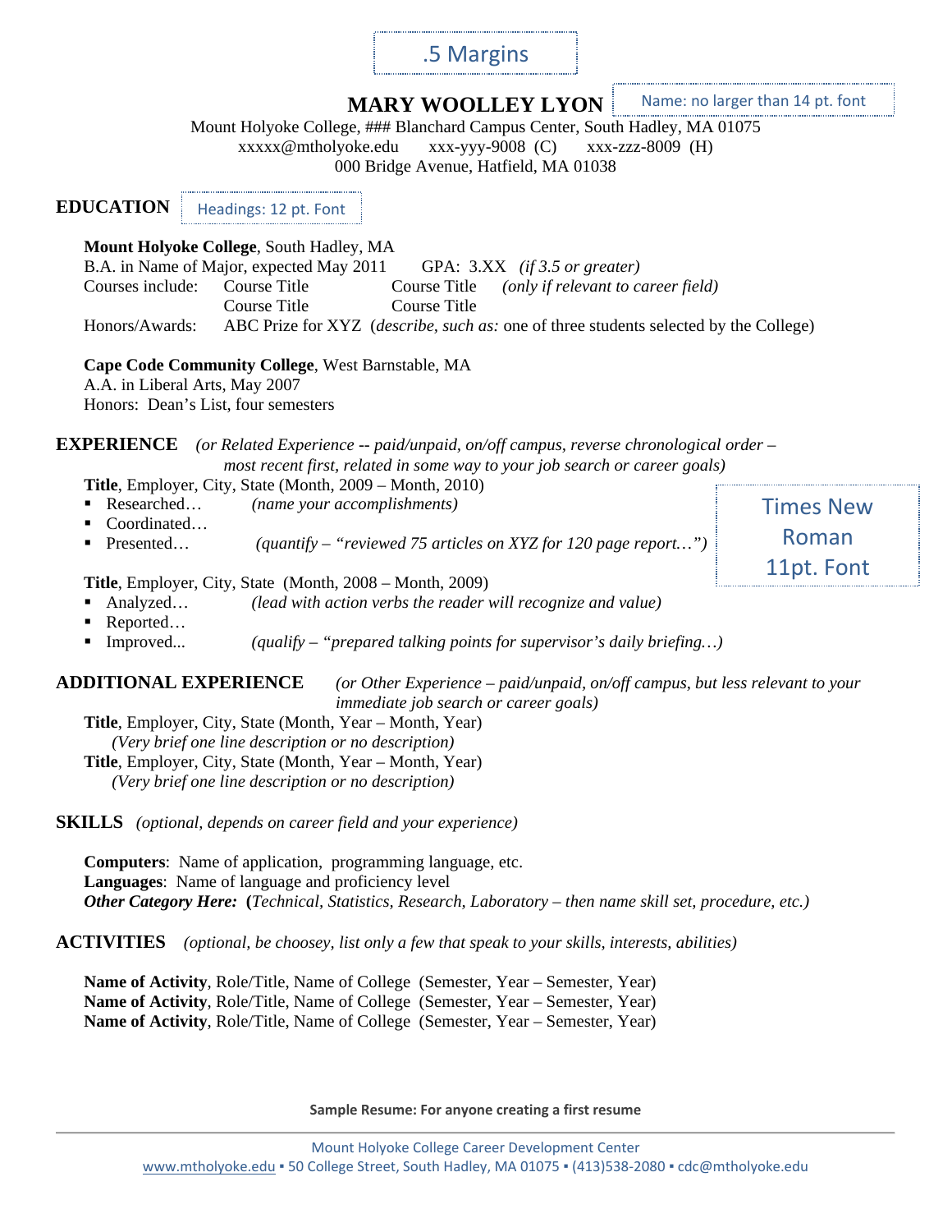.5 Margins

# MARY WOOLLEY LYON

Name: no larger than 14 pt. font

Mount Holyoke College, ### Blanchard Campus Center, South Hadley, MA 01075
xxxxx@mtholyoke.edu    xxx-yyy-9008 (C)    xxx-zzz-8009 (H)
000 Bridge Avenue, Hatfield, MA 01038

## EDUCATION

Headings: 12 pt. Font

**Mount Holyoke College**, South Hadley, MA
B.A. in Name of Major, expected May 2011    GPA: 3.XX *(if 3.5 or greater)*
Courses include: Course Title    Course Title    *(only if relevant to career field)*
Course Title    Course Title
Honors/Awards: ABC Prize for XYZ (*describe, such as:* one of three students selected by the College)

**Cape Code Community College**, West Barnstable, MA
A.A. in Liberal Arts, May 2007
Honors: Dean's List, four semesters

## EXPERIENCE

*(or Related Experience -- paid/unpaid, on/off campus, reverse chronological order – most recent first, related in some way to your job search or career goals)*

**Title**, Employer, City, State (Month, 2009 – Month, 2010)

- Researched… *(name your accomplishments)*
- Coordinated…
- Presented… *(quantify – "reviewed 75 articles on XYZ for 120 page report…")*

Times New Roman 11pt. Font

**Title**, Employer, City, State (Month, 2008 – Month, 2009)

- Analyzed… *(lead with action verbs the reader will recognize and value)*
- Reported…
- Improved... *(qualify – "prepared talking points for supervisor's daily briefing…)*

## ADDITIONAL EXPERIENCE

*(or Other Experience – paid/unpaid, on/off campus, but less relevant to your immediate job search or career goals)*

**Title**, Employer, City, State (Month, Year – Month, Year)
*(Very brief one line description or no description)*
**Title**, Employer, City, State (Month, Year – Month, Year)
*(Very brief one line description or no description)*

## SKILLS

*(optional, depends on career field and your experience)*

**Computers**: Name of application, programming language, etc.
**Languages**: Name of language and proficiency level
***Other Category Here:*** **(***Technical, Statistics, Research, Laboratory – then name skill set, procedure, etc.)*

## ACTIVITIES

*(optional, be choosey, list only a few that speak to your skills, interests, abilities)*

**Name of Activity**, Role/Title, Name of College (Semester, Year – Semester, Year)
**Name of Activity**, Role/Title, Name of College (Semester, Year – Semester, Year)
**Name of Activity**, Role/Title, Name of College (Semester, Year – Semester, Year)

**Sample Resume: For anyone creating a first resume**

Mount Holyoke College Career Development Center
www.mtholyoke.edu ▪ 50 College Street, South Hadley, MA 01075 ▪ (413)538-2080 ▪ cdc@mtholyoke.edu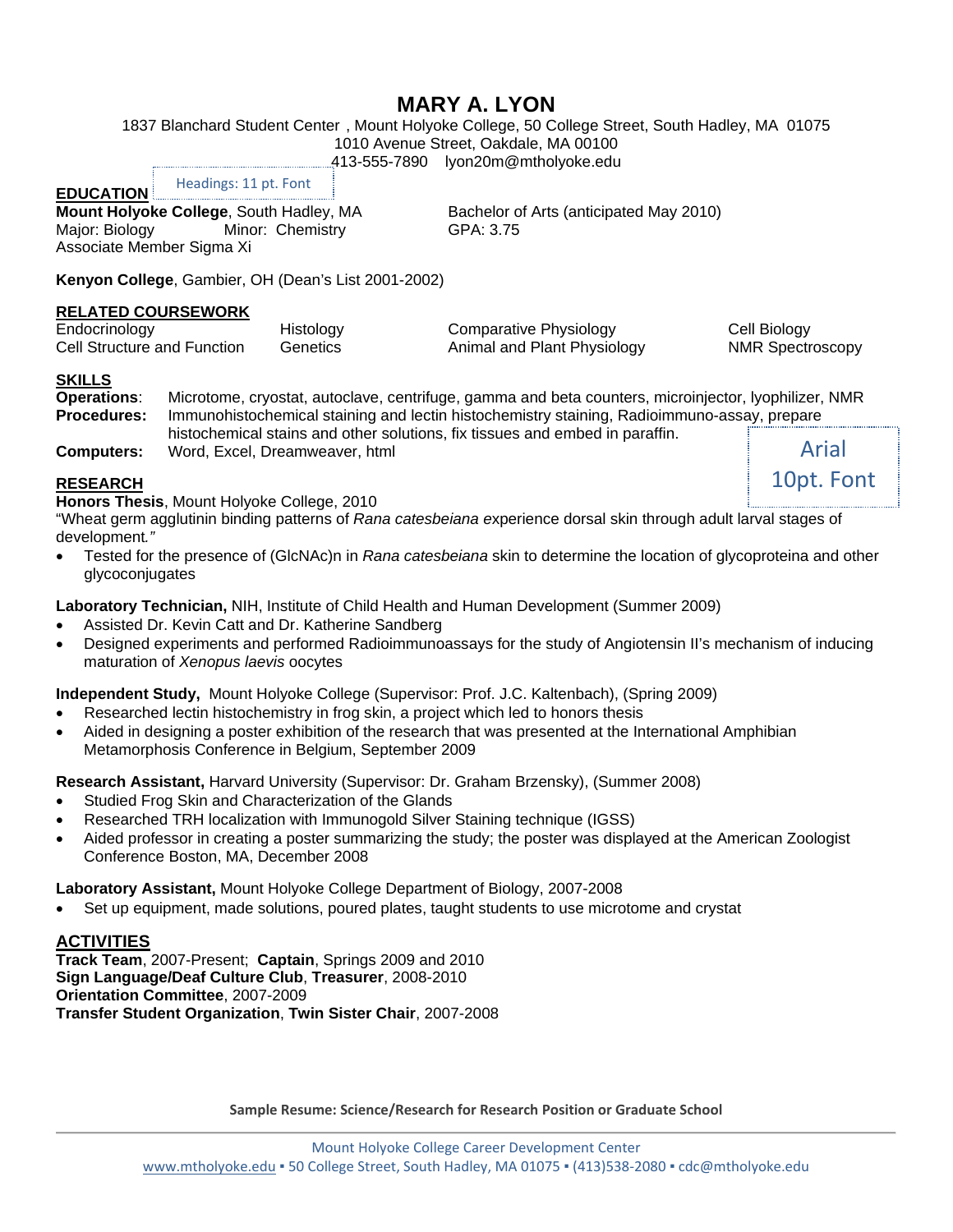# MARY A. LYON

1837 Blanchard Student Center , Mount Holyoke College, 50 College Street, South Hadley, MA 01075
1010 Avenue Street, Oakdale, MA 00100
413-555-7890 lyon20m@mtholyoke.edu

Headings: 11 pt. Font

## EDUCATION

**Mount Holyoke College**, South Hadley, MA — Bachelor of Arts (anticipated May 2010)
Major: Biology Minor: Chemistry — GPA: 3.75
Associate Member Sigma Xi

**Kenyon College**, Gambier, OH (Dean's List 2001-2002)

## RELATED COURSEWORK

| | | | |
|---|---|---|---|
| Endocrinology | Histology | Comparative Physiology | Cell Biology |
| Cell Structure and Function | Genetics | Animal and Plant Physiology | NMR Spectroscopy |

## SKILLS

**Operations**: Microtome, cryostat, autoclave, centrifuge, gamma and beta counters, microinjector, lyophilizer, NMR
**Procedures:** Immunohistochemical staining and lectin histochemistry staining, Radioimmuno-assay, prepare histochemical stains and other solutions, fix tissues and embed in paraffin.
**Computers:** Word, Excel, Dreamweaver, html

Arial 10pt. Font

## RESEARCH

**Honors Thesis**, Mount Holyoke College, 2010
"Wheat germ agglutinin binding patterns of *Rana catesbeiana e*xperience dorsal skin through adult larval stages of development*."*

- Tested for the presence of (GlcNAc)n in *Rana catesbeiana* skin to determine the location of glycoproteina and other glycoconjugates

**Laboratory Technician,** NIH, Institute of Child Health and Human Development (Summer 2009)

- Assisted Dr. Kevin Catt and Dr. Katherine Sandberg
- Designed experiments and performed Radioimmunoassays for the study of Angiotensin II's mechanism of inducing maturation of *Xenopus laevis* oocytes

**Independent Study,** Mount Holyoke College (Supervisor: Prof. J.C. Kaltenbach), (Spring 2009)

- Researched lectin histochemistry in frog skin, a project which led to honors thesis
- Aided in designing a poster exhibition of the research that was presented at the International Amphibian Metamorphosis Conference in Belgium, September 2009

**Research Assistant,** Harvard University (Supervisor: Dr. Graham Brzensky), (Summer 2008)

- Studied Frog Skin and Characterization of the Glands
- Researched TRH localization with Immunogold Silver Staining technique (IGSS)
- Aided professor in creating a poster summarizing the study; the poster was displayed at the American Zoologist Conference Boston, MA, December 2008

**Laboratory Assistant,** Mount Holyoke College Department of Biology, 2007-2008

- Set up equipment, made solutions, poured plates, taught students to use microtome and crystat

## ACTIVITIES

**Track Team**, 2007-Present; **Captain**, Springs 2009 and 2010
**Sign Language/Deaf Culture Club**, **Treasurer**, 2008-2010
**Orientation Committee**, 2007-2009
**Transfer Student Organization**, **Twin Sister Chair**, 2007-2008

**Sample Resume: Science/Research for Research Position or Graduate School**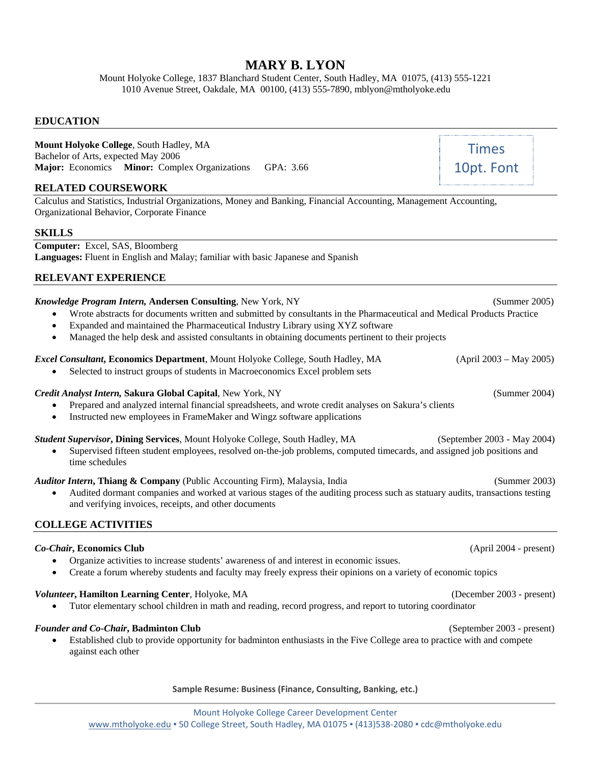# MARY B. LYON

Mount Holyoke College, 1837 Blanchard Student Center, South Hadley, MA 01075, (413) 555-1221
1010 Avenue Street, Oakdale, MA 00100, (413) 555-7890, mblyon@mtholyoke.edu

## EDUCATION

**Mount Holyoke College**, South Hadley, MA
Bachelor of Arts, expected May 2006
**Major:** Economics **Minor:** Complex Organizations GPA: 3.66

Times 10pt. Font

## RELATED COURSEWORK

Calculus and Statistics, Industrial Organizations, Money and Banking, Financial Accounting, Management Accounting, Organizational Behavior, Corporate Finance

## SKILLS

**Computer:** Excel, SAS, Bloomberg
**Languages:** Fluent in English and Malay; familiar with basic Japanese and Spanish

## RELEVANT EXPERIENCE

***Knowledge Program Intern,* Andersen Consulting**, New York, NY (Summer 2005)

- Wrote abstracts for documents written and submitted by consultants in the Pharmaceutical and Medical Products Practice
- Expanded and maintained the Pharmaceutical Industry Library using XYZ software
- Managed the help desk and assisted consultants in obtaining documents pertinent to their projects

***Excel Consultant*, Economics Department**, Mount Holyoke College, South Hadley, MA (April 2003 – May 2005)

- Selected to instruct groups of students in Macroeconomics Excel problem sets

***Credit Analyst Intern,* Sakura Global Capital**, New York, NY (Summer 2004)

- Prepared and analyzed internal financial spreadsheets, and wrote credit analyses on Sakura's clients
- Instructed new employees in FrameMaker and Wingz software applications

***Student Supervisor*, Dining Services**, Mount Holyoke College, South Hadley, MA (September 2003 - May 2004)

- Supervised fifteen student employees, resolved on-the-job problems, computed timecards, and assigned job positions and time schedules

***Auditor Intern*, Thiang & Company** (Public Accounting Firm), Malaysia, India (Summer 2003)

- Audited dormant companies and worked at various stages of the auditing process such as statuary audits, transactions testing and verifying invoices, receipts, and other documents

## COLLEGE ACTIVITIES

***Co-Chair*, Economics Club** (April 2004 - present)

- Organize activities to increase students' awareness of and interest in economic issues.
- Create a forum whereby students and faculty may freely express their opinions on a variety of economic topics

***Volunteer*, Hamilton Learning Center**, Holyoke, MA (December 2003 - present)

- Tutor elementary school children in math and reading, record progress, and report to tutoring coordinator

***Founder and Co-Chair*, Badminton Club** (September 2003 - present)

- Established club to provide opportunity for badminton enthusiasts in the Five College area to practice with and compete against each other

**Sample Resume: Business (Finance, Consulting, Banking, etc.)**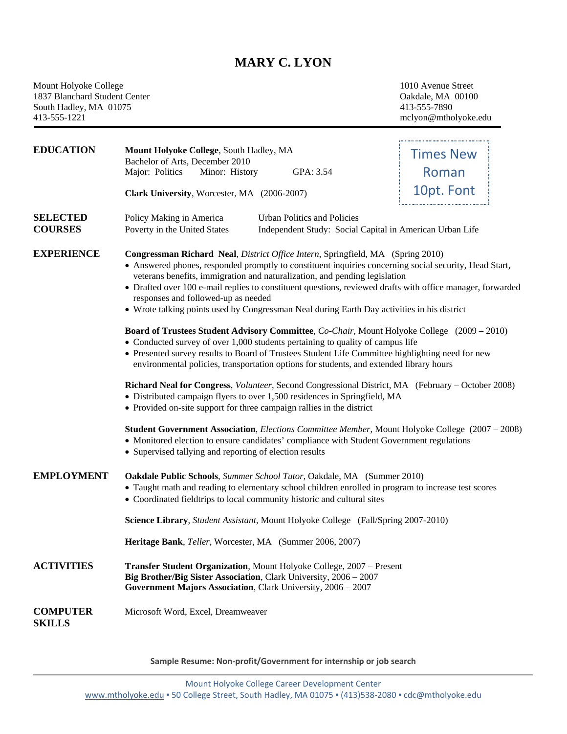# MARY C. LYON

Mount Holyoke College
1837 Blanchard Student Center
South Hadley, MA 01075
413-555-1221

1010 Avenue Street
Oakdale, MA 00100
413-555-7890
mclyon@mtholyoke.edu

Times New Roman 10pt. Font

## EDUCATION

**Mount Holyoke College**, South Hadley, MA
Bachelor of Arts, December 2010
Major: Politics  Minor: History  GPA: 3.54

**Clark University**, Worcester, MA (2006-2007)

## SELECTED COURSES

Policy Making in America
Urban Politics and Policies
Poverty in the United States
Independent Study: Social Capital in American Urban Life

## EXPERIENCE

**Congressman Richard Neal**, *District Office Intern*, Springfield, MA (Spring 2010)
- Answered phones, responded promptly to constituent inquiries concerning social security, Head Start, veterans benefits, immigration and naturalization, and pending legislation
- Drafted over 100 e-mail replies to constituent questions, reviewed drafts with office manager, forwarded responses and followed-up as needed
- Wrote talking points used by Congressman Neal during Earth Day activities in his district

**Board of Trustees Student Advisory Committee**, *Co-Chair*, Mount Holyoke College (2009 – 2010)
- Conducted survey of over 1,000 students pertaining to quality of campus life
- Presented survey results to Board of Trustees Student Life Committee highlighting need for new environmental policies, transportation options for students, and extended library hours

**Richard Neal for Congress**, *Volunteer*, Second Congressional District, MA (February – October 2008)
- Distributed campaign flyers to over 1,500 residences in Springfield, MA
- Provided on-site support for three campaign rallies in the district

**Student Government Association**, *Elections Committee Member*, Mount Holyoke College (2007 – 2008)
- Monitored election to ensure candidates' compliance with Student Government regulations
- Supervised tallying and reporting of election results

## EMPLOYMENT

**Oakdale Public Schools**, *Summer School Tutor*, Oakdale, MA (Summer 2010)
- Taught math and reading to elementary school children enrolled in program to increase test scores
- Coordinated fieldtrips to local community historic and cultural sites

**Science Library**, *Student Assistant*, Mount Holyoke College (Fall/Spring 2007-2010)

**Heritage Bank**, *Teller*, Worcester, MA (Summer 2006, 2007)

## ACTIVITIES

**Transfer Student Organization**, Mount Holyoke College, 2007 – Present
**Big Brother/Big Sister Association**, Clark University, 2006 – 2007
**Government Majors Association**, Clark University, 2006 – 2007

## COMPUTER SKILLS

Microsoft Word, Excel, Dreamweaver

**Sample Resume: Non-profit/Government for internship or job search**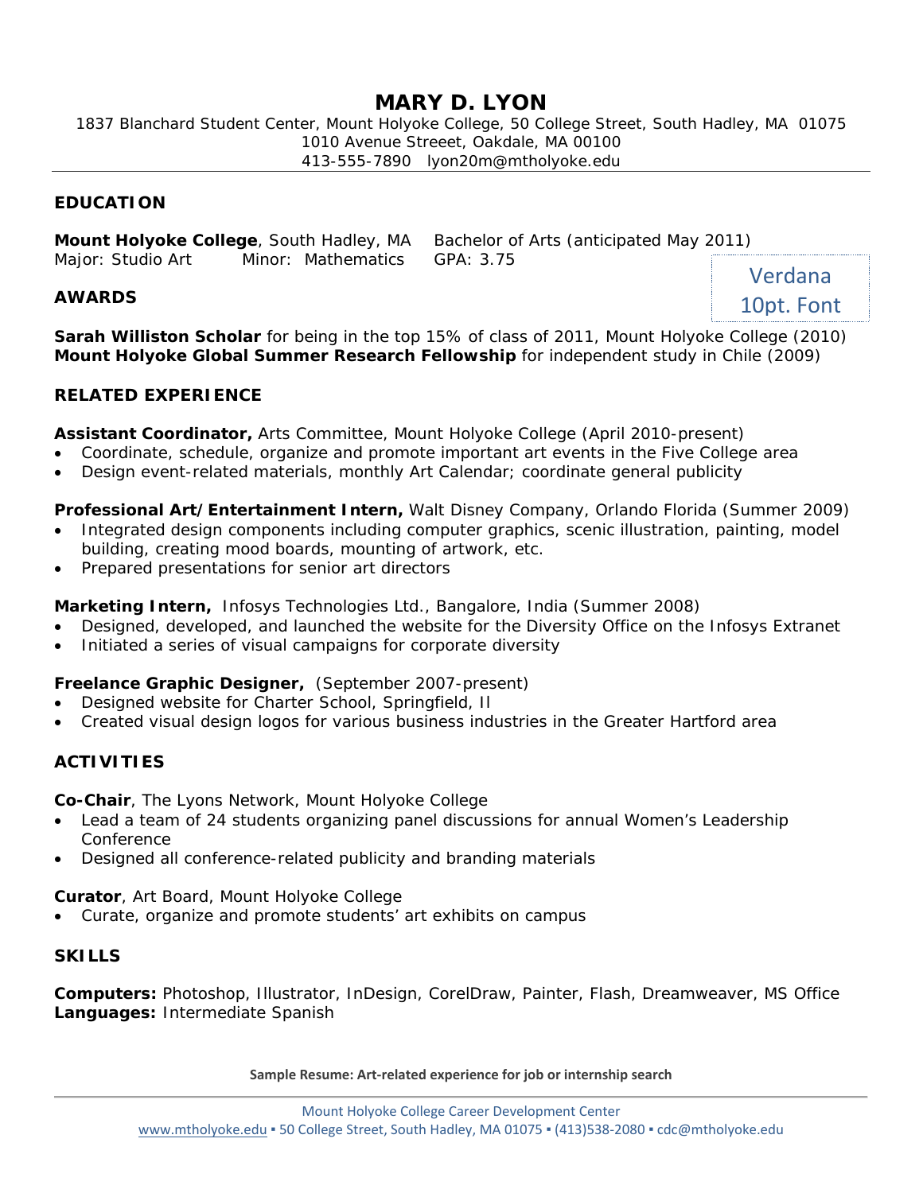# MARY D. LYON

1837 Blanchard Student Center, Mount Holyoke College, 50 College Street, South Hadley, MA 01075
1010 Avenue Streeet, Oakdale, MA 00100
413-555-7890   lyon20m@mtholyoke.edu

Verdana 10pt. Font

## EDUCATION

**Mount Holyoke College**, South Hadley, MA    Bachelor of Arts (anticipated May 2011)
Major: Studio Art    Minor: Mathematics    GPA: 3.75

## AWARDS

**Sarah Williston Scholar** for being in the top 15% of class of 2011, Mount Holyoke College (2010)
**Mount Holyoke Global Summer Research Fellowship** for independent study in Chile (2009)

## RELATED EXPERIENCE

**Assistant Coordinator,** Arts Committee, Mount Holyoke College (April 2010-present)

- Coordinate, schedule, organize and promote important art events in the Five College area
- Design event-related materials, monthly Art Calendar; coordinate general publicity

**Professional Art/Entertainment Intern,** Walt Disney Company, Orlando Florida (Summer 2009)

- Integrated design components including computer graphics, scenic illustration, painting, model building, creating mood boards, mounting of artwork, etc.
- Prepared presentations for senior art directors

**Marketing Intern,** Infosys Technologies Ltd., Bangalore, India (Summer 2008)

- Designed, developed, and launched the website for the Diversity Office on the Infosys Extranet
- Initiated a series of visual campaigns for corporate diversity

**Freelance Graphic Designer,** (September 2007-present)

- Designed website for Charter School, Springfield, Il
- Created visual design logos for various business industries in the Greater Hartford area

## ACTIVITIES

**Co-Chair**, The Lyons Network, Mount Holyoke College

- Lead a team of 24 students organizing panel discussions for annual Women's Leadership Conference
- Designed all conference-related publicity and branding materials

**Curator**, Art Board, Mount Holyoke College

- Curate, organize and promote students' art exhibits on campus

## SKILLS

**Computers:** Photoshop, Illustrator, InDesign, CorelDraw, Painter, Flash, Dreamweaver, MS Office
**Languages:** Intermediate Spanish

**Sample Resume: Art-related experience for job or internship search**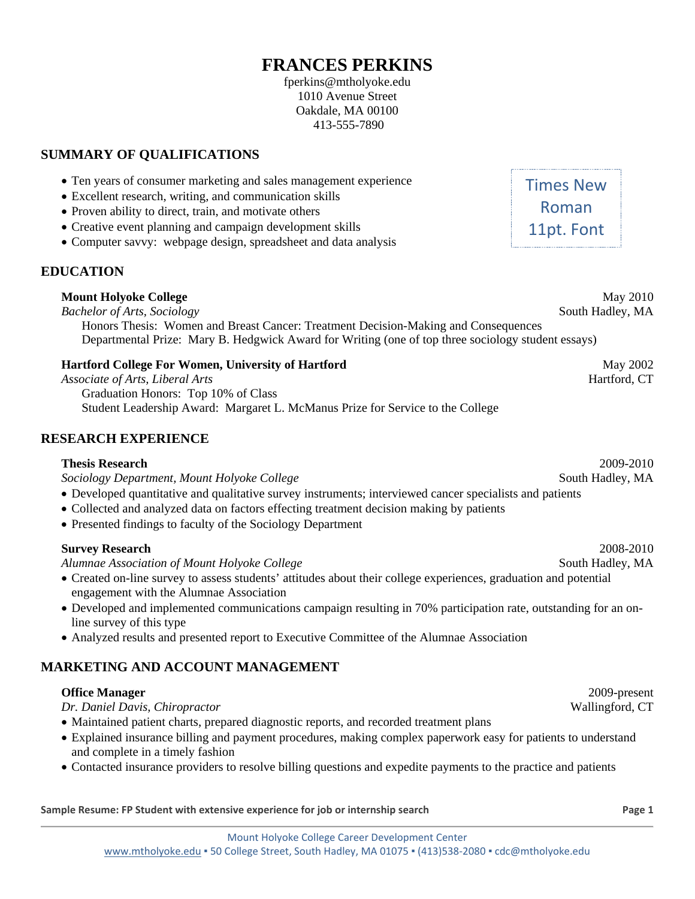# FRANCES PERKINS

fperkins@mtholyoke.edu
1010 Avenue Street
Oakdale, MA 00100
413-555-7890

## SUMMARY OF QUALIFICATIONS

- Ten years of consumer marketing and sales management experience
- Excellent research, writing, and communication skills
- Proven ability to direct, train, and motivate others
- Creative event planning and campaign development skills
- Computer savvy: webpage design, spreadsheet and data analysis

Times New Roman 11pt. Font

## EDUCATION

**Mount Holyoke College** May 2010
*Bachelor of Arts, Sociology* South Hadley, MA
Honors Thesis: Women and Breast Cancer: Treatment Decision-Making and Consequences
Departmental Prize: Mary B. Hedgwick Award for Writing (one of top three sociology student essays)

**Hartford College For Women, University of Hartford** May 2002
*Associate of Arts, Liberal Arts* Hartford, CT
Graduation Honors: Top 10% of Class
Student Leadership Award: Margaret L. McManus Prize for Service to the College

## RESEARCH EXPERIENCE

**Thesis Research** 2009-2010
*Sociology Department, Mount Holyoke College* South Hadley, MA
- Developed quantitative and qualitative survey instruments; interviewed cancer specialists and patients
- Collected and analyzed data on factors effecting treatment decision making by patients
- Presented findings to faculty of the Sociology Department

**Survey Research** 2008-2010
*Alumnae Association of Mount Holyoke College* South Hadley, MA
- Created on-line survey to assess students' attitudes about their college experiences, graduation and potential engagement with the Alumnae Association
- Developed and implemented communications campaign resulting in 70% participation rate, outstanding for an on-line survey of this type
- Analyzed results and presented report to Executive Committee of the Alumnae Association

## MARKETING AND ACCOUNT MANAGEMENT

**Office Manager** 2009-present
*Dr. Daniel Davis, Chiropractor* Wallingford, CT
- Maintained patient charts, prepared diagnostic reports, and recorded treatment plans
- Explained insurance billing and payment procedures, making complex paperwork easy for patients to understand and complete in a timely fashion
- Contacted insurance providers to resolve billing questions and expedite payments to the practice and patients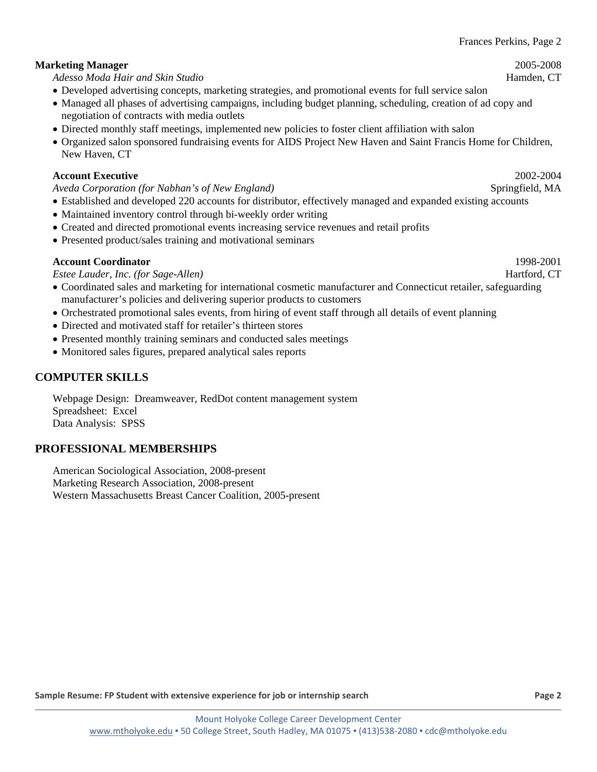**Marketing Manager** 2005-2008
*Adesso Moda Hair and Skin Studio* Hamden, CT

- Developed advertising concepts, marketing strategies, and promotional events for full service salon
- Managed all phases of advertising campaigns, including budget planning, scheduling, creation of ad copy and negotiation of contracts with media outlets
- Directed monthly staff meetings, implemented new policies to foster client affiliation with salon
- Organized salon sponsored fundraising events for AIDS Project New Haven and Saint Francis Home for Children, New Haven, CT

**Account Executive** 2002-2004
*Aveda Corporation (for Nabhan's of New England)* Springfield, MA

- Established and developed 220 accounts for distributor, effectively managed and expanded existing accounts
- Maintained inventory control through bi-weekly order writing
- Created and directed promotional events increasing service revenues and retail profits
- Presented product/sales training and motivational seminars

**Account Coordinator** 1998-2001
*Estee Lauder, Inc. (for Sage-Allen)* Hartford, CT

- Coordinated sales and marketing for international cosmetic manufacturer and Connecticut retailer, safeguarding manufacturer's policies and delivering superior products to customers
- Orchestrated promotional sales events, from hiring of event staff through all details of event planning
- Directed and motivated staff for retailer's thirteen stores
- Presented monthly training seminars and conducted sales meetings
- Monitored sales figures, prepared analytical sales reports

## COMPUTER SKILLS

Webpage Design: Dreamweaver, RedDot content management system
Spreadsheet: Excel
Data Analysis: SPSS

## PROFESSIONAL MEMBERSHIPS

American Sociological Association, 2008-present
Marketing Research Association, 2008-present
Western Massachusetts Breast Cancer Coalition, 2005-present